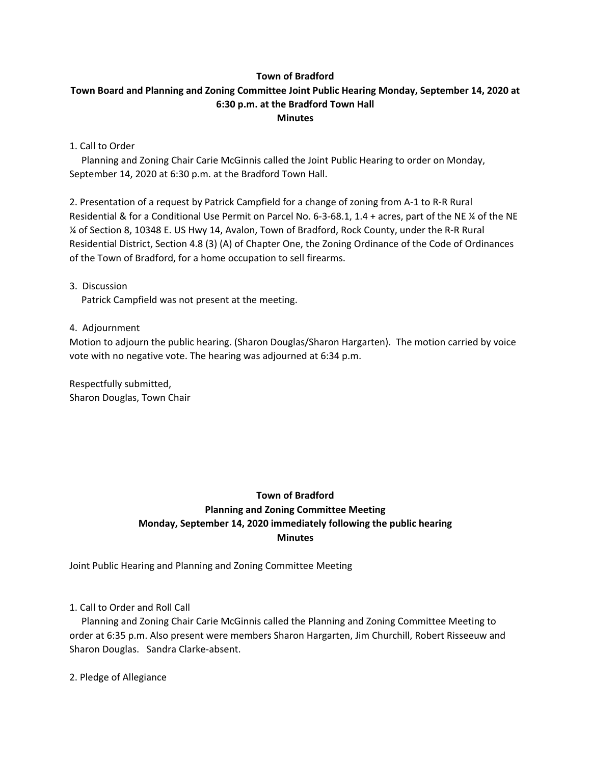**Town of Bradford**

**Town Board and Planning and Zoning Committee Joint Public Hearing Monday, September 14, 2020 at 6:30 p.m. at the Bradford Town Hall**

**Minutes**

1. Call to Order

Planning and Zoning Chair Carie McGinnis called the Joint Public Hearing to order on Monday, September 14, 2020 at 6:30 p.m. at the Bradford Town Hall.

2. Presentation of a request by Patrick Campfield for a change of zoning from A-1 to R-R Rural Residential & for a Conditional Use Permit on Parcel No. 6-3-68.1, 1.4 + acres, part of the NE ¼ of the NE ¼ of Section 8, 10348 E. US Hwy 14, Avalon, Town of Bradford, Rock County, under the R-R Rural Residential District, Section 4.8 (3) (A) of Chapter One, the Zoning Ordinance of the Code of Ordinances of the Town of Bradford, for a home occupation to sell firearms.

3. Discussion

Patrick Campfield was not present at the meeting.

4. Adjournment

Motion to adjourn the public hearing. (Sharon Douglas/Sharon Hargarten). The motion carried by voice vote with no negative vote. The hearing was adjourned at 6:34 p.m.

Respectfully submitted,
Sharon Douglas, Town Chair

**Town of Bradford**

**Planning and Zoning Committee Meeting**

**Monday, September 14, 2020 immediately following the public hearing**

**Minutes**

Joint Public Hearing and Planning and Zoning Committee Meeting

1. Call to Order and Roll Call

Planning and Zoning Chair Carie McGinnis called the Planning and Zoning Committee Meeting to order at 6:35 p.m. Also present were members Sharon Hargarten, Jim Churchill, Robert Risseeuw and Sharon Douglas. Sandra Clarke-absent.

2. Pledge of Allegiance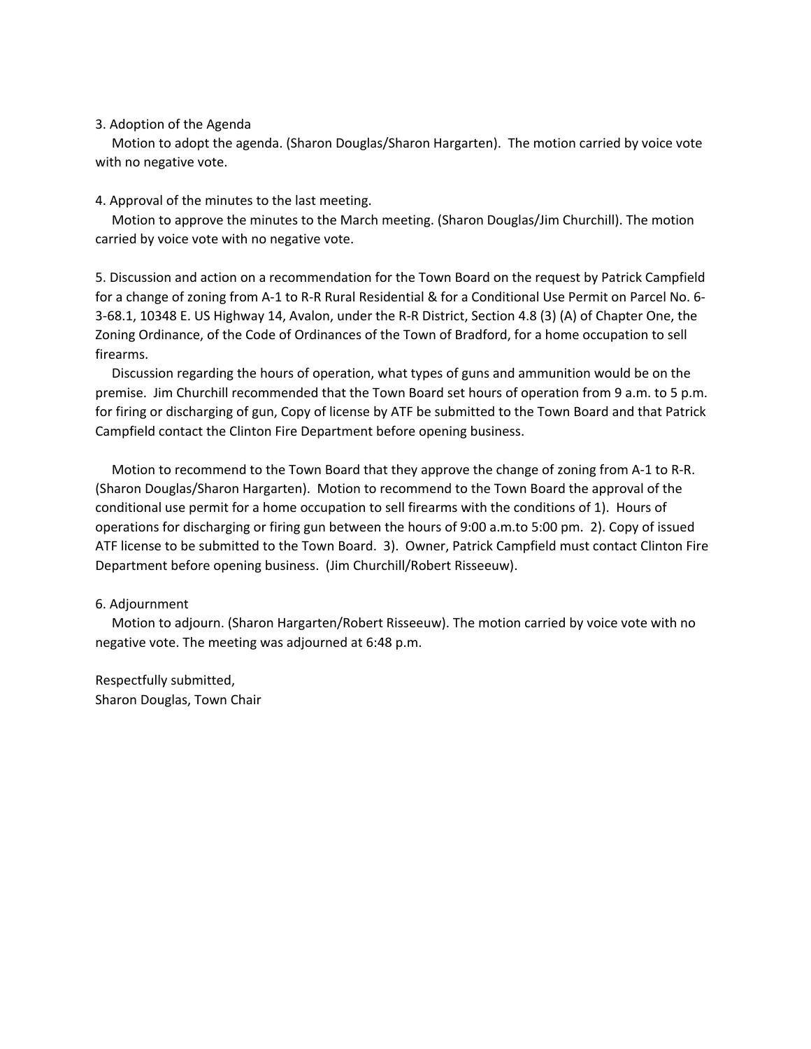3. Adoption of the Agenda

Motion to adopt the agenda. (Sharon Douglas/Sharon Hargarten). The motion carried by voice vote with no negative vote.

4. Approval of the minutes to the last meeting.

Motion to approve the minutes to the March meeting. (Sharon Douglas/Jim Churchill). The motion carried by voice vote with no negative vote.

5. Discussion and action on a recommendation for the Town Board on the request by Patrick Campfield for a change of zoning from A-1 to R-R Rural Residential & for a Conditional Use Permit on Parcel No. 6-3-68.1, 10348 E. US Highway 14, Avalon, under the R-R District, Section 4.8 (3) (A) of Chapter One, the Zoning Ordinance, of the Code of Ordinances of the Town of Bradford, for a home occupation to sell firearms.

Discussion regarding the hours of operation, what types of guns and ammunition would be on the premise. Jim Churchill recommended that the Town Board set hours of operation from 9 a.m. to 5 p.m. for firing or discharging of gun, Copy of license by ATF be submitted to the Town Board and that Patrick Campfield contact the Clinton Fire Department before opening business.

Motion to recommend to the Town Board that they approve the change of zoning from A-1 to R-R. (Sharon Douglas/Sharon Hargarten). Motion to recommend to the Town Board the approval of the conditional use permit for a home occupation to sell firearms with the conditions of 1). Hours of operations for discharging or firing gun between the hours of 9:00 a.m.to 5:00 pm. 2). Copy of issued ATF license to be submitted to the Town Board. 3). Owner, Patrick Campfield must contact Clinton Fire Department before opening business. (Jim Churchill/Robert Risseeuw).

6. Adjournment

Motion to adjourn. (Sharon Hargarten/Robert Risseeuw). The motion carried by voice vote with no negative vote. The meeting was adjourned at 6:48 p.m.

Respectfully submitted,
Sharon Douglas, Town Chair